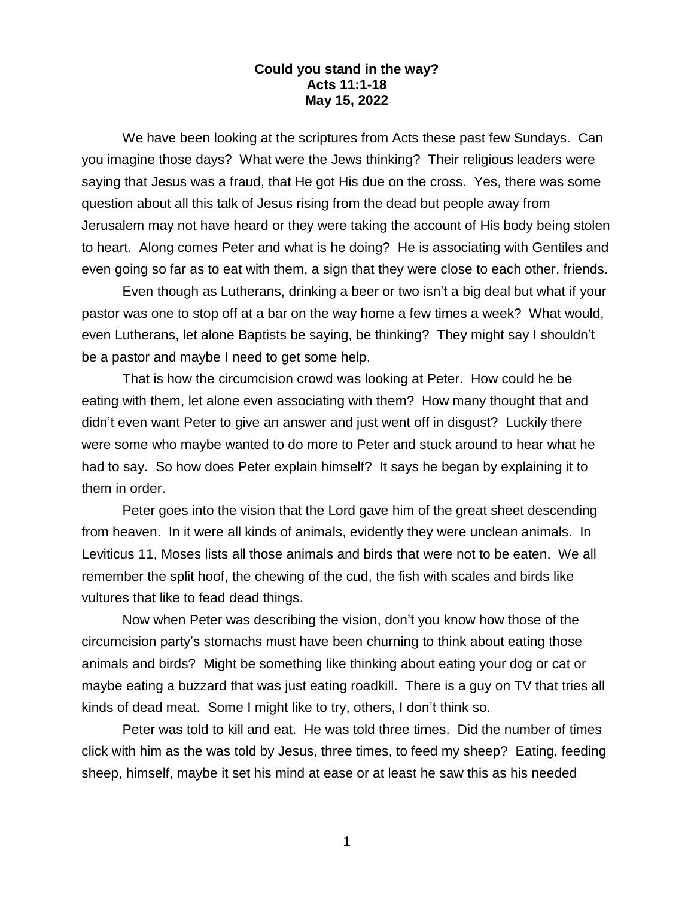**Could you stand in the way?**
**Acts 11:1-18**
**May 15, 2022**

We have been looking at the scriptures from Acts these past few Sundays. Can you imagine those days? What were the Jews thinking? Their religious leaders were saying that Jesus was a fraud, that He got His due on the cross. Yes, there was some question about all this talk of Jesus rising from the dead but people away from Jerusalem may not have heard or they were taking the account of His body being stolen to heart. Along comes Peter and what is he doing? He is associating with Gentiles and even going so far as to eat with them, a sign that they were close to each other, friends.

Even though as Lutherans, drinking a beer or two isn't a big deal but what if your pastor was one to stop off at a bar on the way home a few times a week? What would, even Lutherans, let alone Baptists be saying, be thinking? They might say I shouldn't be a pastor and maybe I need to get some help.

That is how the circumcision crowd was looking at Peter. How could he be eating with them, let alone even associating with them? How many thought that and didn't even want Peter to give an answer and just went off in disgust? Luckily there were some who maybe wanted to do more to Peter and stuck around to hear what he had to say. So how does Peter explain himself? It says he began by explaining it to them in order.

Peter goes into the vision that the Lord gave him of the great sheet descending from heaven. In it were all kinds of animals, evidently they were unclean animals. In Leviticus 11, Moses lists all those animals and birds that were not to be eaten. We all remember the split hoof, the chewing of the cud, the fish with scales and birds like vultures that like to fead dead things.

Now when Peter was describing the vision, don't you know how those of the circumcision party's stomachs must have been churning to think about eating those animals and birds? Might be something like thinking about eating your dog or cat or maybe eating a buzzard that was just eating roadkill. There is a guy on TV that tries all kinds of dead meat. Some I might like to try, others, I don't think so.

Peter was told to kill and eat. He was told three times. Did the number of times click with him as the was told by Jesus, three times, to feed my sheep? Eating, feeding sheep, himself, maybe it set his mind at ease or at least he saw this as his needed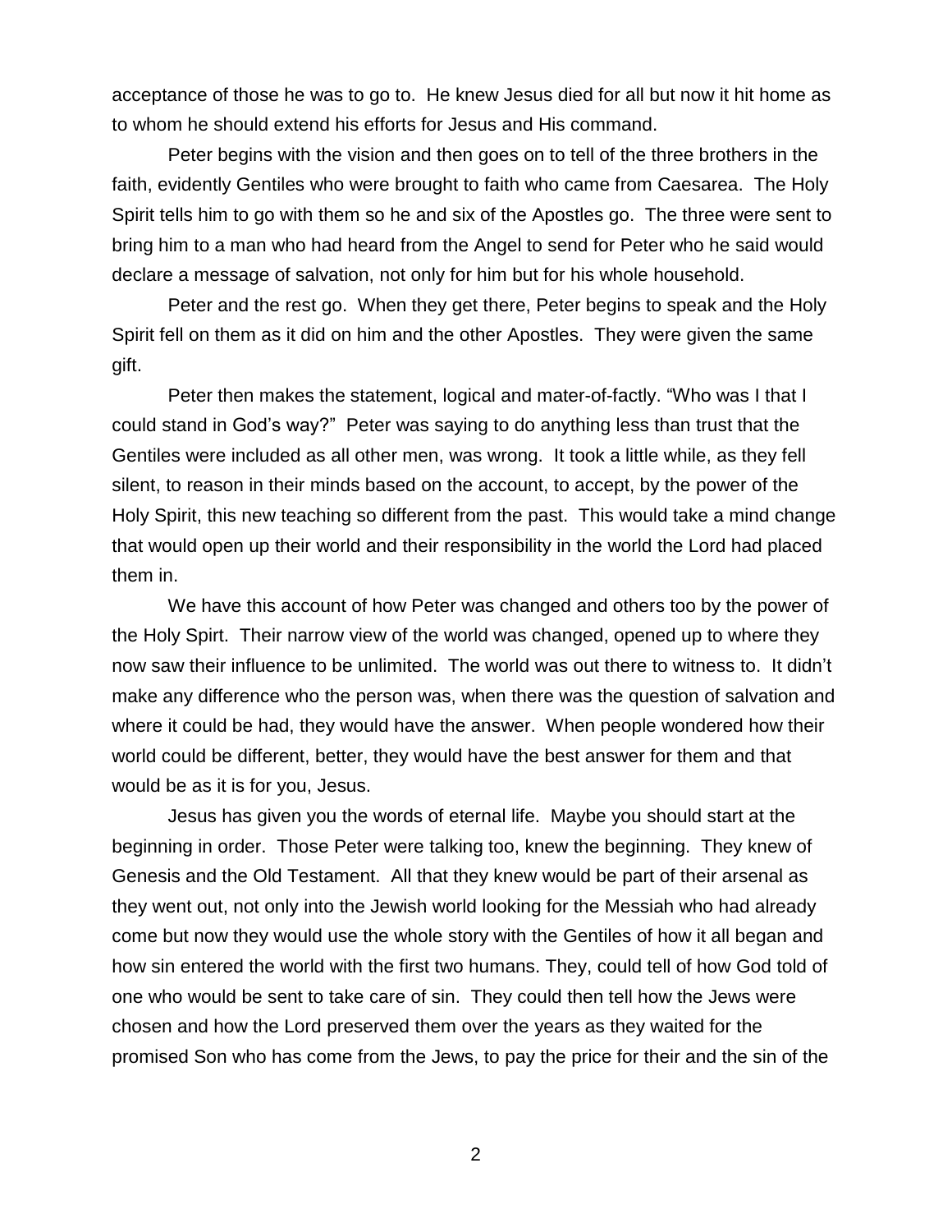acceptance of those he was to go to. He knew Jesus died for all but now it hit home as to whom he should extend his efforts for Jesus and His command.

Peter begins with the vision and then goes on to tell of the three brothers in the faith, evidently Gentiles who were brought to faith who came from Caesarea. The Holy Spirit tells him to go with them so he and six of the Apostles go. The three were sent to bring him to a man who had heard from the Angel to send for Peter who he said would declare a message of salvation, not only for him but for his whole household.

Peter and the rest go. When they get there, Peter begins to speak and the Holy Spirit fell on them as it did on him and the other Apostles. They were given the same gift.

Peter then makes the statement, logical and mater-of-factly. “Who was I that I could stand in God’s way?” Peter was saying to do anything less than trust that the Gentiles were included as all other men, was wrong. It took a little while, as they fell silent, to reason in their minds based on the account, to accept, by the power of the Holy Spirit, this new teaching so different from the past. This would take a mind change that would open up their world and their responsibility in the world the Lord had placed them in.

We have this account of how Peter was changed and others too by the power of the Holy Spirt. Their narrow view of the world was changed, opened up to where they now saw their influence to be unlimited. The world was out there to witness to. It didn’t make any difference who the person was, when there was the question of salvation and where it could be had, they would have the answer. When people wondered how their world could be different, better, they would have the best answer for them and that would be as it is for you, Jesus.

Jesus has given you the words of eternal life. Maybe you should start at the beginning in order. Those Peter were talking too, knew the beginning. They knew of Genesis and the Old Testament. All that they knew would be part of their arsenal as they went out, not only into the Jewish world looking for the Messiah who had already come but now they would use the whole story with the Gentiles of how it all began and how sin entered the world with the first two humans. They, could tell of how God told of one who would be sent to take care of sin. They could then tell how the Jews were chosen and how the Lord preserved them over the years as they waited for the promised Son who has come from the Jews, to pay the price for their and the sin of the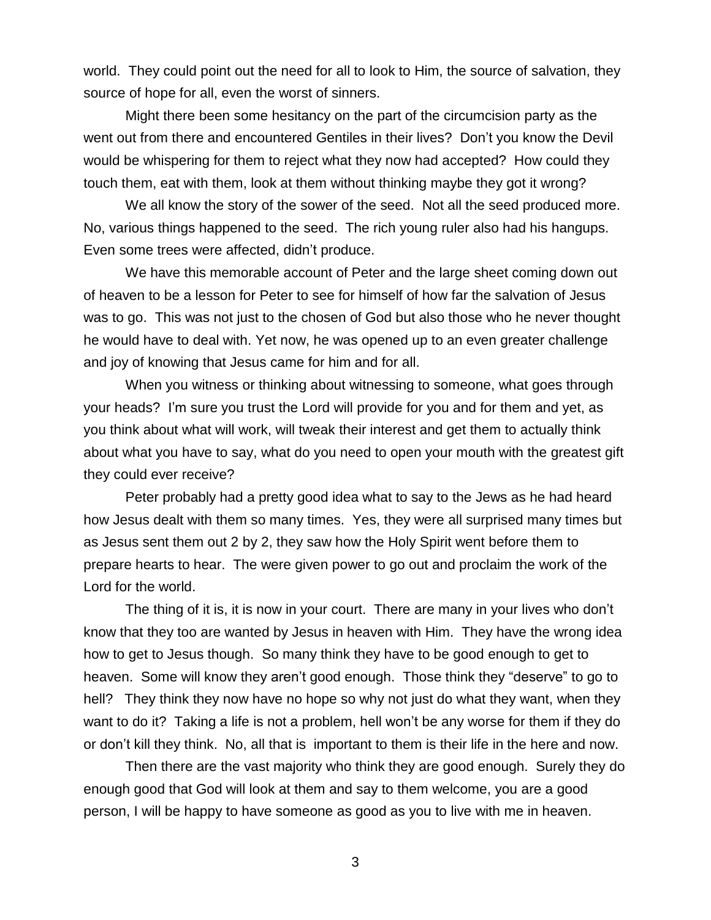world. They could point out the need for all to look to Him, the source of salvation, they source of hope for all, even the worst of sinners.

Might there been some hesitancy on the part of the circumcision party as the went out from there and encountered Gentiles in their lives? Don't you know the Devil would be whispering for them to reject what they now had accepted? How could they touch them, eat with them, look at them without thinking maybe they got it wrong?

We all know the story of the sower of the seed. Not all the seed produced more. No, various things happened to the seed. The rich young ruler also had his hangups. Even some trees were affected, didn't produce.

We have this memorable account of Peter and the large sheet coming down out of heaven to be a lesson for Peter to see for himself of how far the salvation of Jesus was to go. This was not just to the chosen of God but also those who he never thought he would have to deal with. Yet now, he was opened up to an even greater challenge and joy of knowing that Jesus came for him and for all.

When you witness or thinking about witnessing to someone, what goes through your heads? I'm sure you trust the Lord will provide for you and for them and yet, as you think about what will work, will tweak their interest and get them to actually think about what you have to say, what do you need to open your mouth with the greatest gift they could ever receive?

Peter probably had a pretty good idea what to say to the Jews as he had heard how Jesus dealt with them so many times. Yes, they were all surprised many times but as Jesus sent them out 2 by 2, they saw how the Holy Spirit went before them to prepare hearts to hear. The were given power to go out and proclaim the work of the Lord for the world.

The thing of it is, it is now in your court. There are many in your lives who don't know that they too are wanted by Jesus in heaven with Him. They have the wrong idea how to get to Jesus though. So many think they have to be good enough to get to heaven. Some will know they aren't good enough. Those think they "deserve" to go to hell? They think they now have no hope so why not just do what they want, when they want to do it? Taking a life is not a problem, hell won't be any worse for them if they do or don't kill they think. No, all that is important to them is their life in the here and now.

Then there are the vast majority who think they are good enough. Surely they do enough good that God will look at them and say to them welcome, you are a good person, I will be happy to have someone as good as you to live with me in heaven.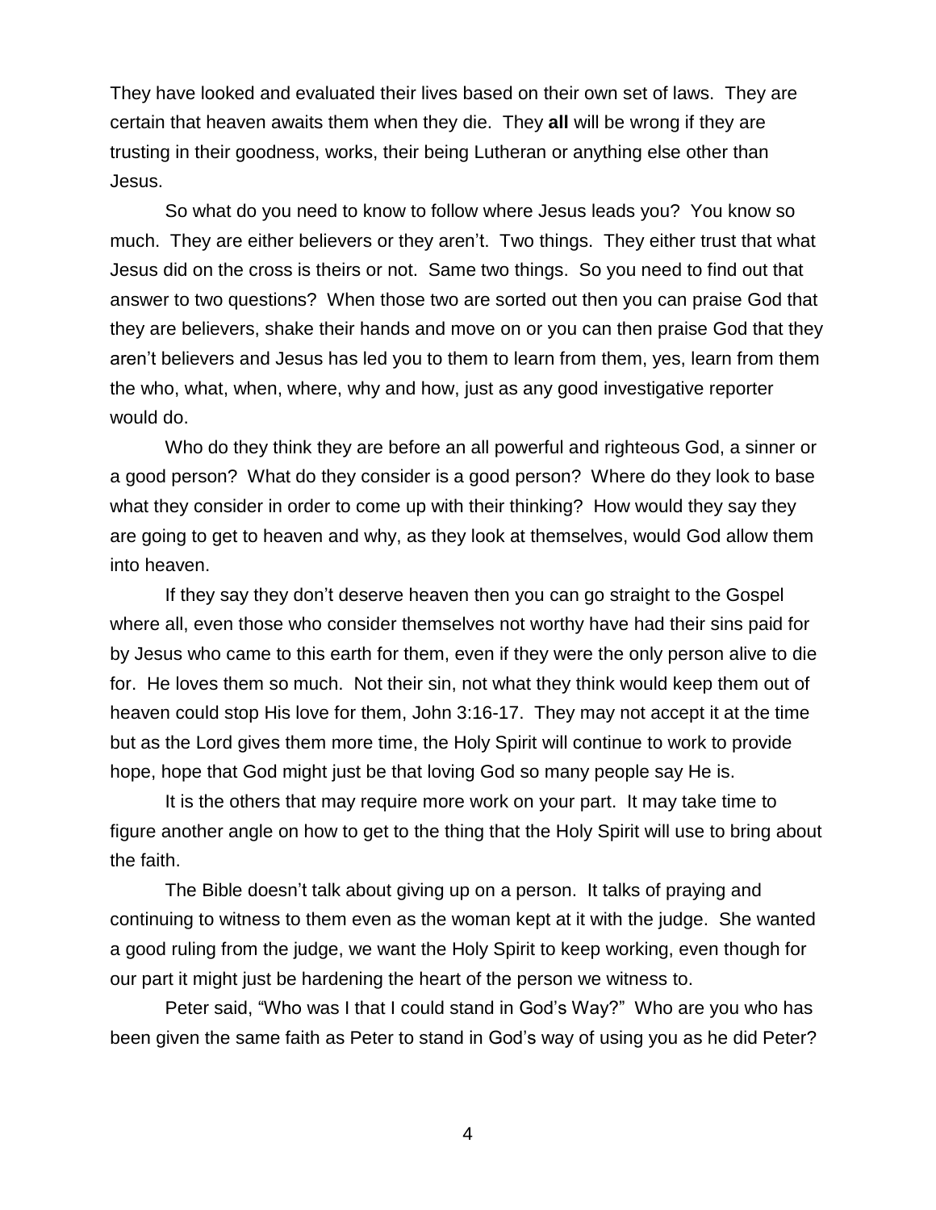They have looked and evaluated their lives based on their own set of laws. They are certain that heaven awaits them when they die. They **all** will be wrong if they are trusting in their goodness, works, their being Lutheran or anything else other than Jesus.

So what do you need to know to follow where Jesus leads you? You know so much. They are either believers or they aren't. Two things. They either trust that what Jesus did on the cross is theirs or not. Same two things. So you need to find out that answer to two questions? When those two are sorted out then you can praise God that they are believers, shake their hands and move on or you can then praise God that they aren't believers and Jesus has led you to them to learn from them, yes, learn from them the who, what, when, where, why and how, just as any good investigative reporter would do.

Who do they think they are before an all powerful and righteous God, a sinner or a good person? What do they consider is a good person? Where do they look to base what they consider in order to come up with their thinking? How would they say they are going to get to heaven and why, as they look at themselves, would God allow them into heaven.

If they say they don't deserve heaven then you can go straight to the Gospel where all, even those who consider themselves not worthy have had their sins paid for by Jesus who came to this earth for them, even if they were the only person alive to die for. He loves them so much. Not their sin, not what they think would keep them out of heaven could stop His love for them, John 3:16-17. They may not accept it at the time but as the Lord gives them more time, the Holy Spirit will continue to work to provide hope, hope that God might just be that loving God so many people say He is.

It is the others that may require more work on your part. It may take time to figure another angle on how to get to the thing that the Holy Spirit will use to bring about the faith.

The Bible doesn't talk about giving up on a person. It talks of praying and continuing to witness to them even as the woman kept at it with the judge. She wanted a good ruling from the judge, we want the Holy Spirit to keep working, even though for our part it might just be hardening the heart of the person we witness to.

Peter said, "Who was I that I could stand in God's Way?" Who are you who has been given the same faith as Peter to stand in God's way of using you as he did Peter?